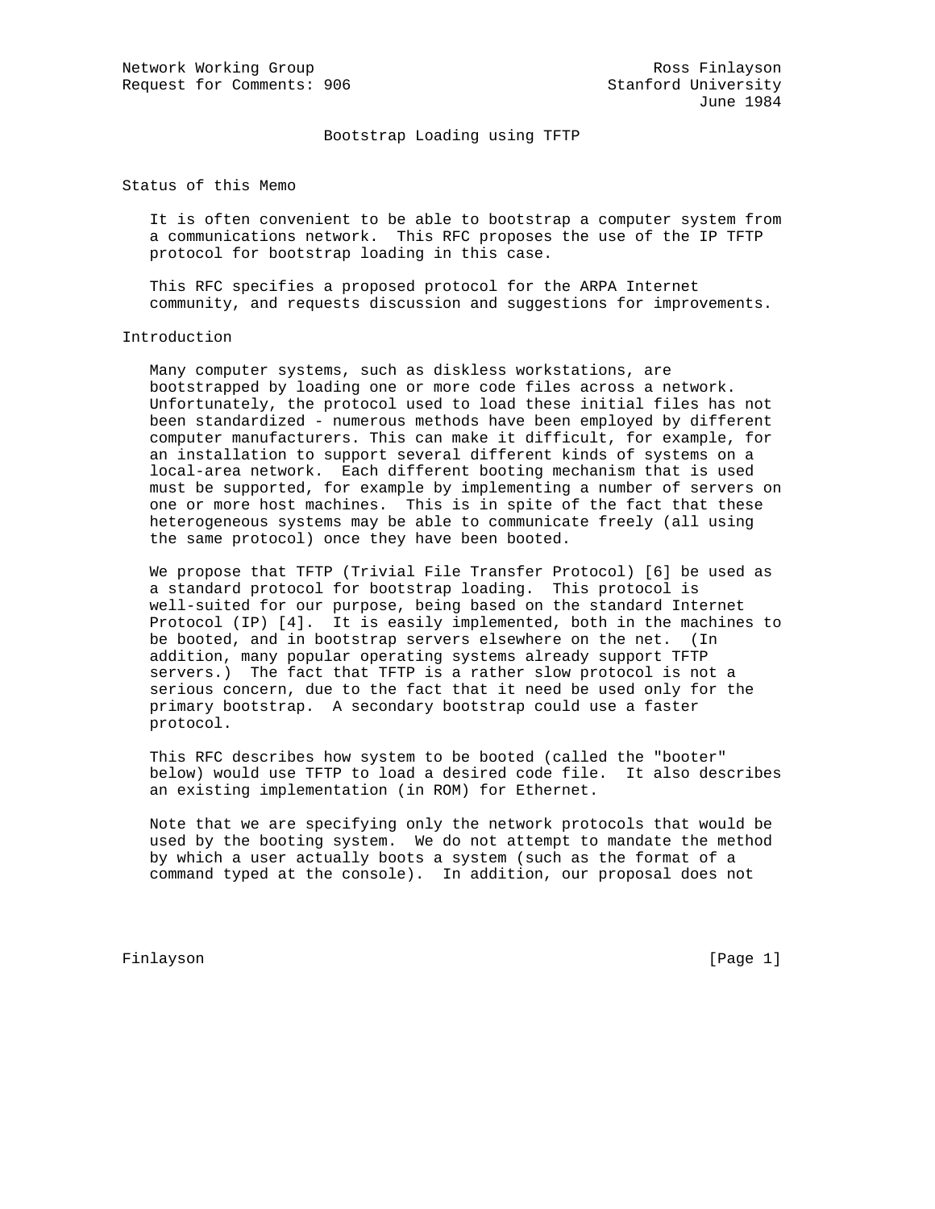Network Working Group Ross Finlayson
Request for Comments: 906 Stanford University
June 1984

# Bootstrap Loading using TFTP

## Status of this Memo

It is often convenient to be able to bootstrap a computer system from a communications network. This RFC proposes the use of the IP TFTP protocol for bootstrap loading in this case.

This RFC specifies a proposed protocol for the ARPA Internet community, and requests discussion and suggestions for improvements.

## Introduction

Many computer systems, such as diskless workstations, are bootstrapped by loading one or more code files across a network. Unfortunately, the protocol used to load these initial files has not been standardized - numerous methods have been employed by different computer manufacturers. This can make it difficult, for example, for an installation to support several different kinds of systems on a local-area network. Each different booting mechanism that is used must be supported, for example by implementing a number of servers on one or more host machines. This is in spite of the fact that these heterogeneous systems may be able to communicate freely (all using the same protocol) once they have been booted.

We propose that TFTP (Trivial File Transfer Protocol) [6] be used as a standard protocol for bootstrap loading. This protocol is well-suited for our purpose, being based on the standard Internet Protocol (IP) [4]. It is easily implemented, both in the machines to be booted, and in bootstrap servers elsewhere on the net. (In addition, many popular operating systems already support TFTP servers.) The fact that TFTP is a rather slow protocol is not a serious concern, due to the fact that it need be used only for the primary bootstrap. A secondary bootstrap could use a faster protocol.

This RFC describes how system to be booted (called the "booter" below) would use TFTP to load a desired code file. It also describes an existing implementation (in ROM) for Ethernet.

Note that we are specifying only the network protocols that would be used by the booting system. We do not attempt to mandate the method by which a user actually boots a system (such as the format of a command typed at the console). In addition, our proposal does not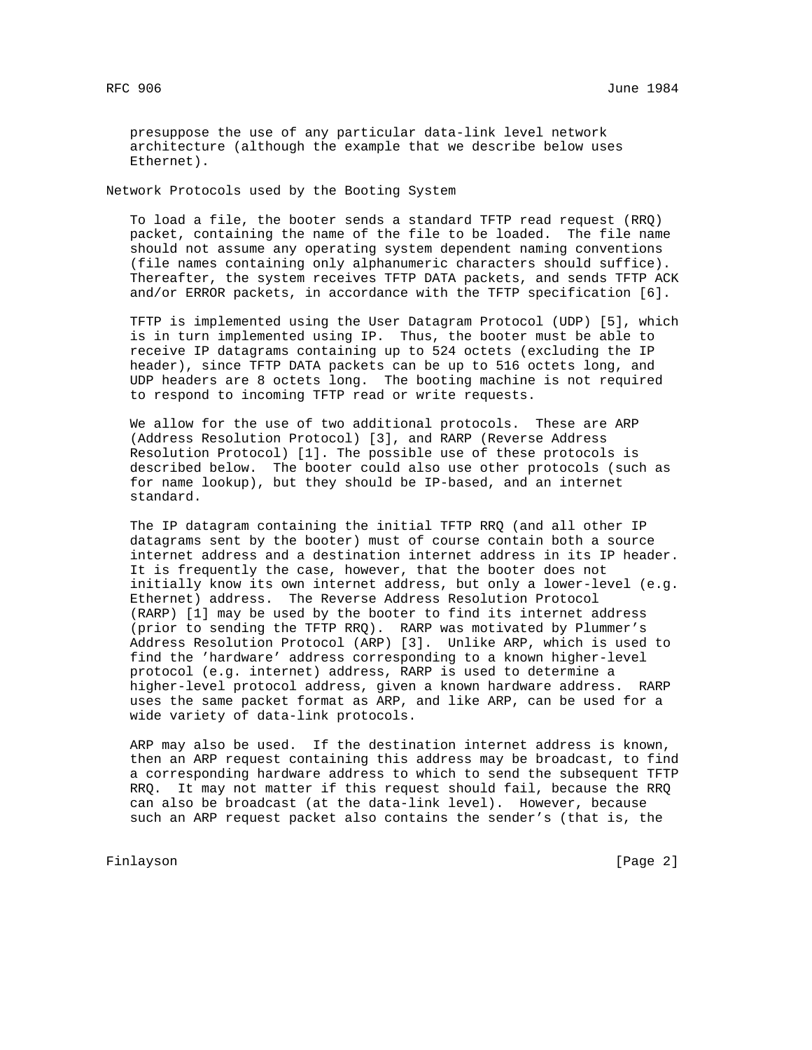presuppose the use of any particular data-link level network architecture (although the example that we describe below uses Ethernet).

## Network Protocols used by the Booting System

To load a file, the booter sends a standard TFTP read request (RRQ) packet, containing the name of the file to be loaded. The file name should not assume any operating system dependent naming conventions (file names containing only alphanumeric characters should suffice). Thereafter, the system receives TFTP DATA packets, and sends TFTP ACK and/or ERROR packets, in accordance with the TFTP specification [6].

TFTP is implemented using the User Datagram Protocol (UDP) [5], which is in turn implemented using IP. Thus, the booter must be able to receive IP datagrams containing up to 524 octets (excluding the IP header), since TFTP DATA packets can be up to 516 octets long, and UDP headers are 8 octets long. The booting machine is not required to respond to incoming TFTP read or write requests.

We allow for the use of two additional protocols. These are ARP (Address Resolution Protocol) [3], and RARP (Reverse Address Resolution Protocol) [1]. The possible use of these protocols is described below. The booter could also use other protocols (such as for name lookup), but they should be IP-based, and an internet standard.

The IP datagram containing the initial TFTP RRQ (and all other IP datagrams sent by the booter) must of course contain both a source internet address and a destination internet address in its IP header. It is frequently the case, however, that the booter does not initially know its own internet address, but only a lower-level (e.g. Ethernet) address. The Reverse Address Resolution Protocol (RARP) [1] may be used by the booter to find its internet address (prior to sending the TFTP RRQ). RARP was motivated by Plummer's Address Resolution Protocol (ARP) [3]. Unlike ARP, which is used to find the 'hardware' address corresponding to a known higher-level protocol (e.g. internet) address, RARP is used to determine a higher-level protocol address, given a known hardware address. RARP uses the same packet format as ARP, and like ARP, can be used for a wide variety of data-link protocols.

ARP may also be used. If the destination internet address is known, then an ARP request containing this address may be broadcast, to find a corresponding hardware address to which to send the subsequent TFTP RRQ. It may not matter if this request should fail, because the RRQ can also be broadcast (at the data-link level). However, because such an ARP request packet also contains the sender's (that is, the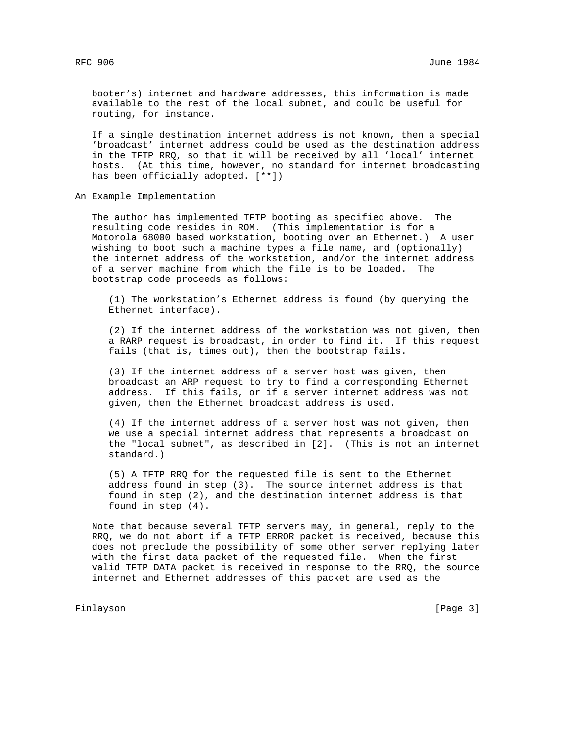booter's) internet and hardware addresses, this information is made available to the rest of the local subnet, and could be useful for routing, for instance.

If a single destination internet address is not known, then a special 'broadcast' internet address could be used as the destination address in the TFTP RRQ, so that it will be received by all 'local' internet hosts. (At this time, however, no standard for internet broadcasting has been officially adopted. [**])

## An Example Implementation

The author has implemented TFTP booting as specified above. The resulting code resides in ROM. (This implementation is for a Motorola 68000 based workstation, booting over an Ethernet.) A user wishing to boot such a machine types a file name, and (optionally) the internet address of the workstation, and/or the internet address of a server machine from which the file is to be loaded. The bootstrap code proceeds as follows:

(1) The workstation's Ethernet address is found (by querying the Ethernet interface).

(2) If the internet address of the workstation was not given, then a RARP request is broadcast, in order to find it. If this request fails (that is, times out), then the bootstrap fails.

(3) If the internet address of a server host was given, then broadcast an ARP request to try to find a corresponding Ethernet address. If this fails, or if a server internet address was not given, then the Ethernet broadcast address is used.

(4) If the internet address of a server host was not given, then we use a special internet address that represents a broadcast on the "local subnet", as described in [2]. (This is not an internet standard.)

(5) A TFTP RRQ for the requested file is sent to the Ethernet address found in step (3). The source internet address is that found in step (2), and the destination internet address is that found in step (4).

Note that because several TFTP servers may, in general, reply to the RRQ, we do not abort if a TFTP ERROR packet is received, because this does not preclude the possibility of some other server replying later with the first data packet of the requested file. When the first valid TFTP DATA packet is received in response to the RRQ, the source internet and Ethernet addresses of this packet are used as the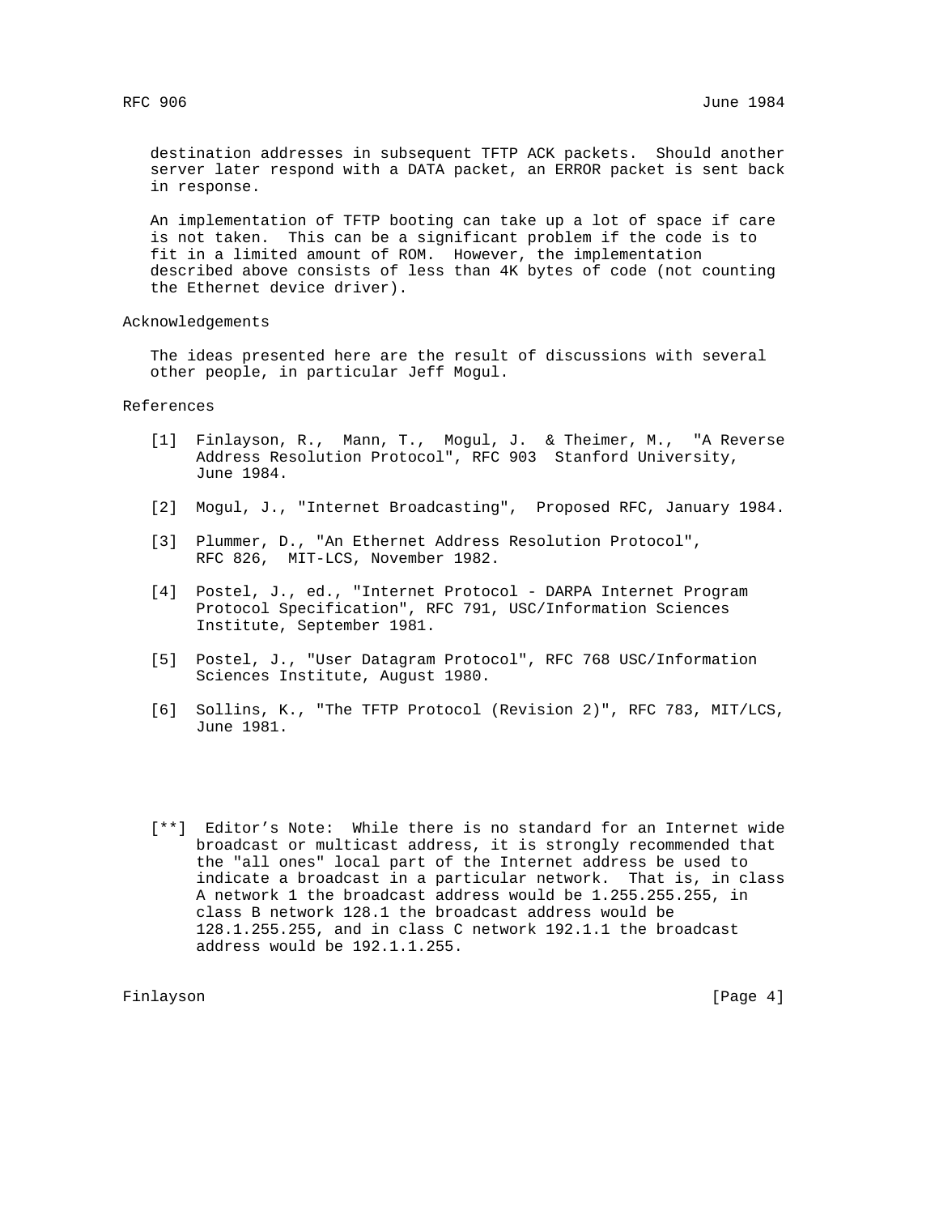destination addresses in subsequent TFTP ACK packets. Should another server later respond with a DATA packet, an ERROR packet is sent back in response.

An implementation of TFTP booting can take up a lot of space if care is not taken. This can be a significant problem if the code is to fit in a limited amount of ROM. However, the implementation described above consists of less than 4K bytes of code (not counting the Ethernet device driver).

## Acknowledgements

The ideas presented here are the result of discussions with several other people, in particular Jeff Mogul.

## References

[1] Finlayson, R., Mann, T., Mogul, J. & Theimer, M., "A Reverse Address Resolution Protocol", RFC 903 Stanford University, June 1984.

[2] Mogul, J., "Internet Broadcasting", Proposed RFC, January 1984.

[3] Plummer, D., "An Ethernet Address Resolution Protocol", RFC 826, MIT-LCS, November 1982.

[4] Postel, J., ed., "Internet Protocol - DARPA Internet Program Protocol Specification", RFC 791, USC/Information Sciences Institute, September 1981.

[5] Postel, J., "User Datagram Protocol", RFC 768 USC/Information Sciences Institute, August 1980.

[6] Sollins, K., "The TFTP Protocol (Revision 2)", RFC 783, MIT/LCS, June 1981.

[**] Editor’s Note: While there is no standard for an Internet wide broadcast or multicast address, it is strongly recommended that the "all ones" local part of the Internet address be used to indicate a broadcast in a particular network. That is, in class A network 1 the broadcast address would be 1.255.255.255, in class B network 128.1 the broadcast address would be 128.1.255.255, and in class C network 192.1.1 the broadcast address would be 192.1.1.255.